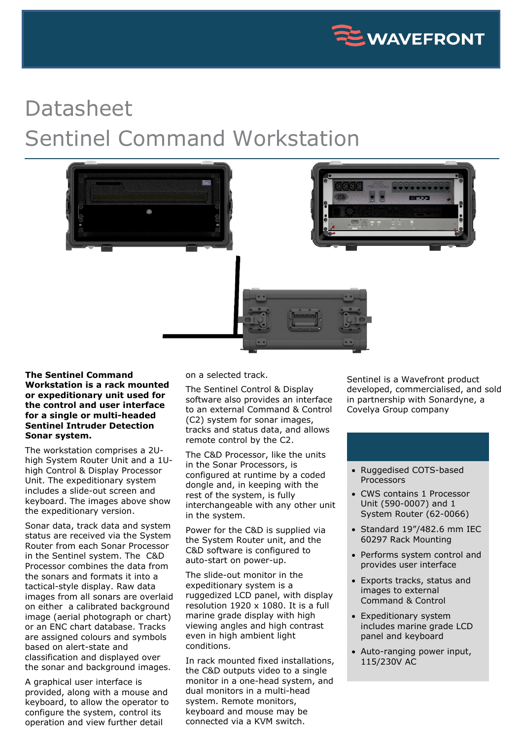# Datasheet

# Sentinel Command Workstation

**The Sentinel Command Workstation is a rack mounted or expeditionary unit used for the control and user interface for a single or multi-headed Sentinel Intruder Detection Sonar system.**

The workstation comprises a 2U-high System Router Unit and a 1U-high Control & Display Processor Unit. The expeditionary system includes a slide-out screen and keyboard. The images above show the expeditionary version.

Sonar data, track data and system status are received via the System Router from each Sonar Processor in the Sentinel system. The C&D Processor combines the data from the sonars and formats it into a tactical-style display. Raw data images from all sonars are overlaid on either a calibrated background image (aerial photograph or chart) or an ENC chart database. Tracks are assigned colours and symbols based on alert-state and classification and displayed over the sonar and background images.

A graphical user interface is provided, along with a mouse and keyboard, to allow the operator to configure the system, control its operation and view further detail on a selected track.

The Sentinel Control & Display software also provides an interface to an external Command & Control (C2) system for sonar images, tracks and status data, and allows remote control by the C2.

The C&D Processor, like the units in the Sonar Processors, is configured at runtime by a coded dongle and, in keeping with the rest of the system, is fully interchangeable with any other unit in the system.

Power for the C&D is supplied via the System Router unit, and the C&D software is configured to auto-start on power-up.

The slide-out monitor in the expeditionary system is a ruggedized LCD panel, with display resolution 1920 x 1080. It is a full marine grade display with high viewing angles and high contrast even in high ambient light conditions.

In rack mounted fixed installations, the C&D outputs video to a single monitor in a one-head system, and dual monitors in a multi-head system. Remote monitors, keyboard and mouse may be connected via a KVM switch.

Sentinel is a Wavefront product developed, commercialised, and sold in partnership with Sonardyne, a Covelya Group company

- Ruggedised COTS-based Processors
- CWS contains 1 Processor Unit (590-0007) and 1 System Router (62-0066)
- Standard 19"/482.6 mm IEC 60297 Rack Mounting
- Performs system control and provides user interface
- Exports tracks, status and images to external Command & Control
- Expeditionary system includes marine grade LCD panel and keyboard
- Auto-ranging power input, 115/230V AC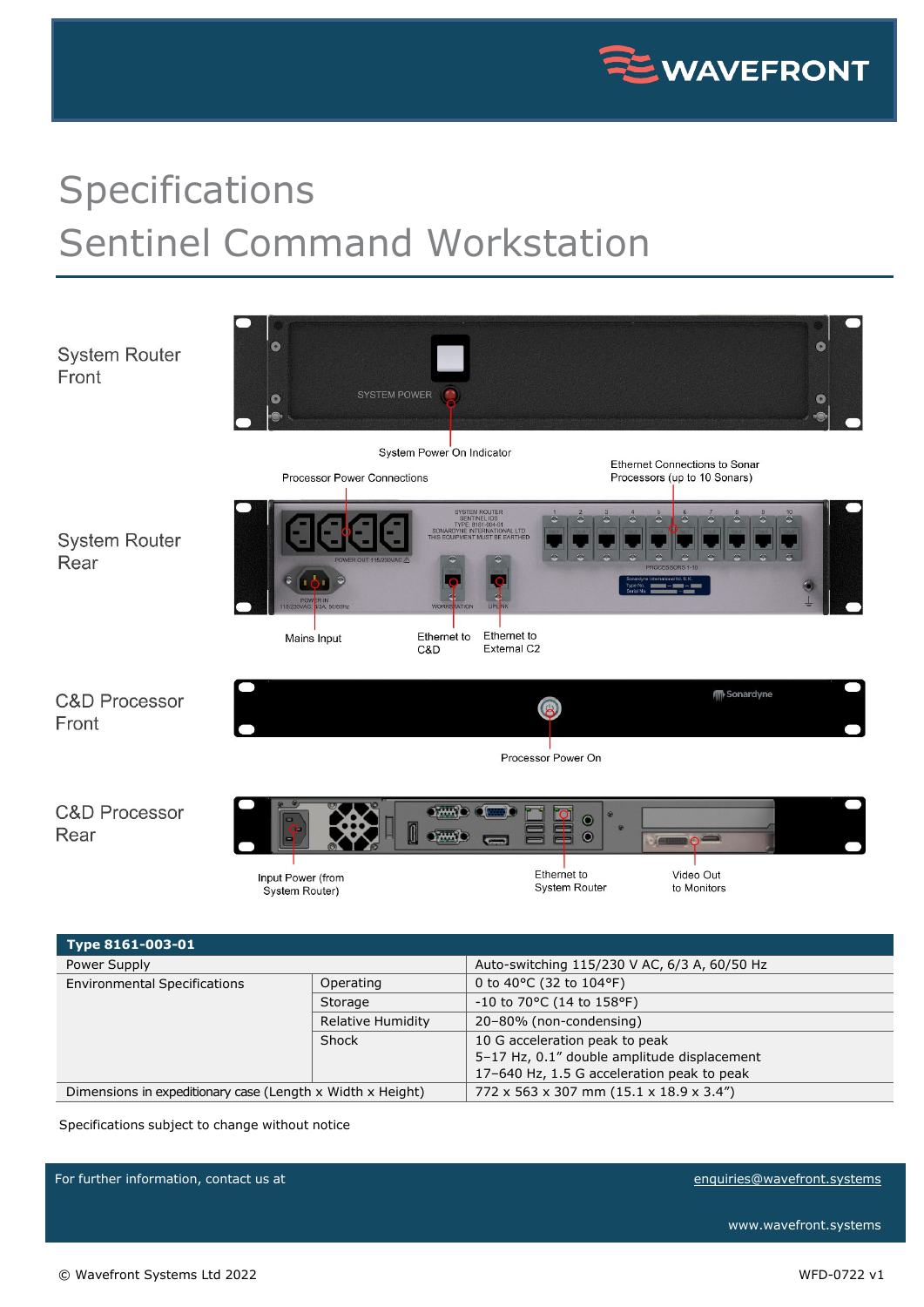# Specifications

# Sentinel Command Workstation

System Router Front

System Power On Indicator

System Router Rear

Processor Power Connections

Ethernet Connections to Sonar Processors (up to 10 Sonars)

Mains Input

Ethernet to C&D

Ethernet to External C2

C&D Processor Front

Processor Power On

C&D Processor Rear

Input Power (from System Router)

Ethernet to System Router

Video Out to Monitors

| Type 8161-003-01 | | |
|---|---|---|
| Power Supply | | Auto-switching 115/230 V AC, 6/3 A, 60/50 Hz |
| Environmental Specifications | Operating | 0 to 40°C (32 to 104°F) |
| | Storage | -10 to 70°C (14 to 158°F) |
| | Relative Humidity | 20–80% (non-condensing) |
| | Shock | 10 G acceleration peak to peak<br>5–17 Hz, 0.1" double amplitude displacement<br>17–640 Hz, 1.5 G acceleration peak to peak |
| Dimensions in expeditionary case (Length x Width x Height) | | 772 x 563 x 307 mm (15.1 x 18.9 x 3.4") |

Specifications subject to change without notice

For further information, contact us at enquiries@wavefront.systems

www.wavefront.systems

© Wavefront Systems Ltd 2022

WFD-0722 v1